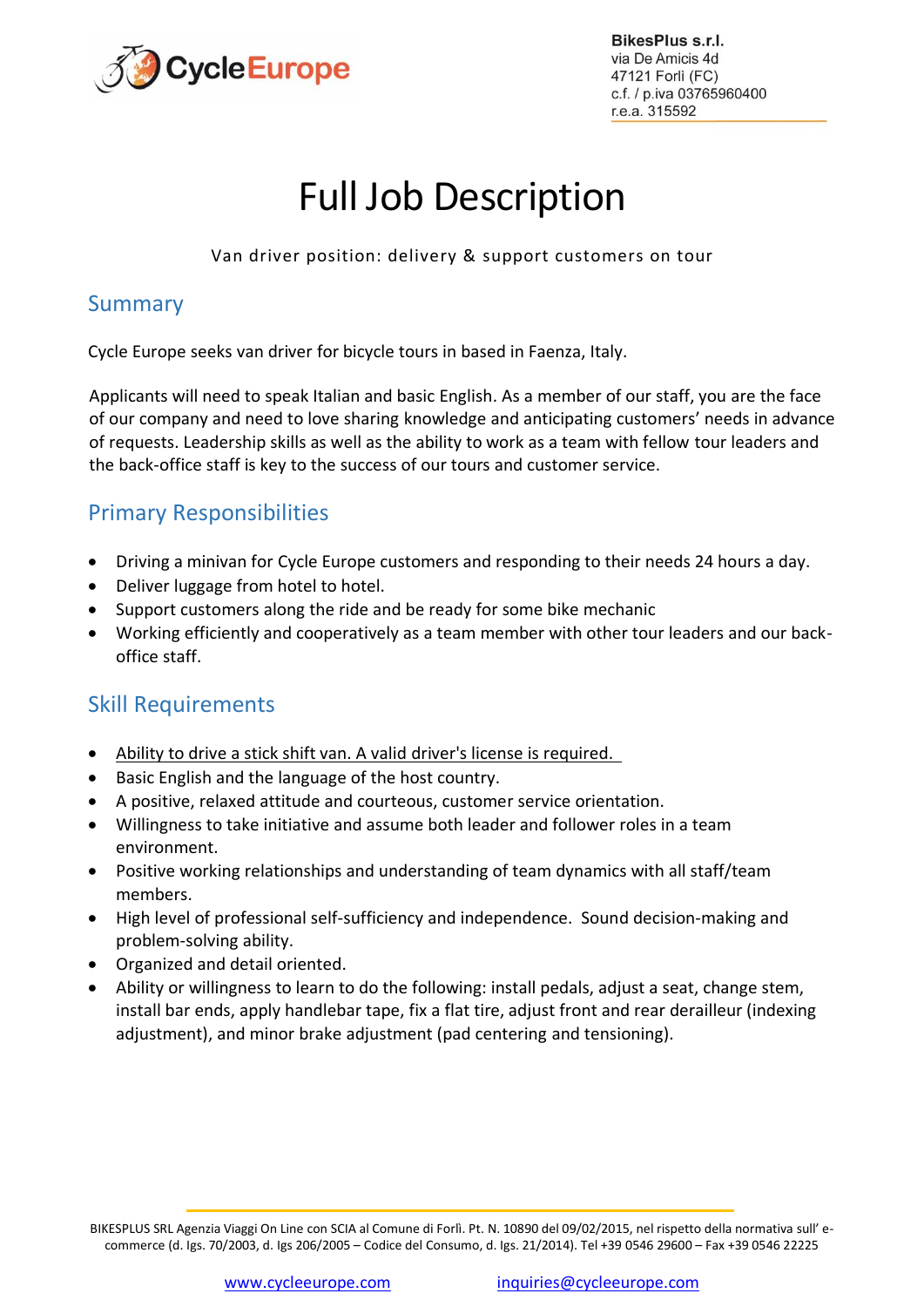**BikesPlus s.r.l.**
via De Amicis 4d
47121 Forlì (FC)
c.f. / p.iva 03765960400
r.e.a. 315592

# Full Job Description

Van driver position: delivery & support customers on tour

## Summary

Cycle Europe seeks van driver for bicycle tours in based in Faenza, Italy.

Applicants will need to speak Italian and basic English. As a member of our staff, you are the face of our company and need to love sharing knowledge and anticipating customers' needs in advance of requests. Leadership skills as well as the ability to work as a team with fellow tour leaders and the back-office staff is key to the success of our tours and customer service.

## Primary Responsibilities

- Driving a minivan for Cycle Europe customers and responding to their needs 24 hours a day.
- Deliver luggage from hotel to hotel.
- Support customers along the ride and be ready for some bike mechanic
- Working efficiently and cooperatively as a team member with other tour leaders and our back-office staff.

## Skill Requirements

- Ability to drive a stick shift van. A valid driver's license is required.
- Basic English and the language of the host country.
- A positive, relaxed attitude and courteous, customer service orientation.
- Willingness to take initiative and assume both leader and follower roles in a team environment.
- Positive working relationships and understanding of team dynamics with all staff/team members.
- High level of professional self-sufficiency and independence. Sound decision-making and problem-solving ability.
- Organized and detail oriented.
- Ability or willingness to learn to do the following: install pedals, adjust a seat, change stem, install bar ends, apply handlebar tape, fix a flat tire, adjust front and rear derailleur (indexing adjustment), and minor brake adjustment (pad centering and tensioning).

BIKESPLUS SRL Agenzia Viaggi On Line con SCIA al Comune di Forlì. Pt. N. 10890 del 09/02/2015, nel rispetto della normativa sull' e-commerce (d. lgs. 70/2003, d. lgs 206/2005 – Codice del Consumo, d. lgs. 21/2014). Tel +39 0546 29600 – Fax +39 0546 22225

www.cycleeurope.com inquiries@cycleeurope.com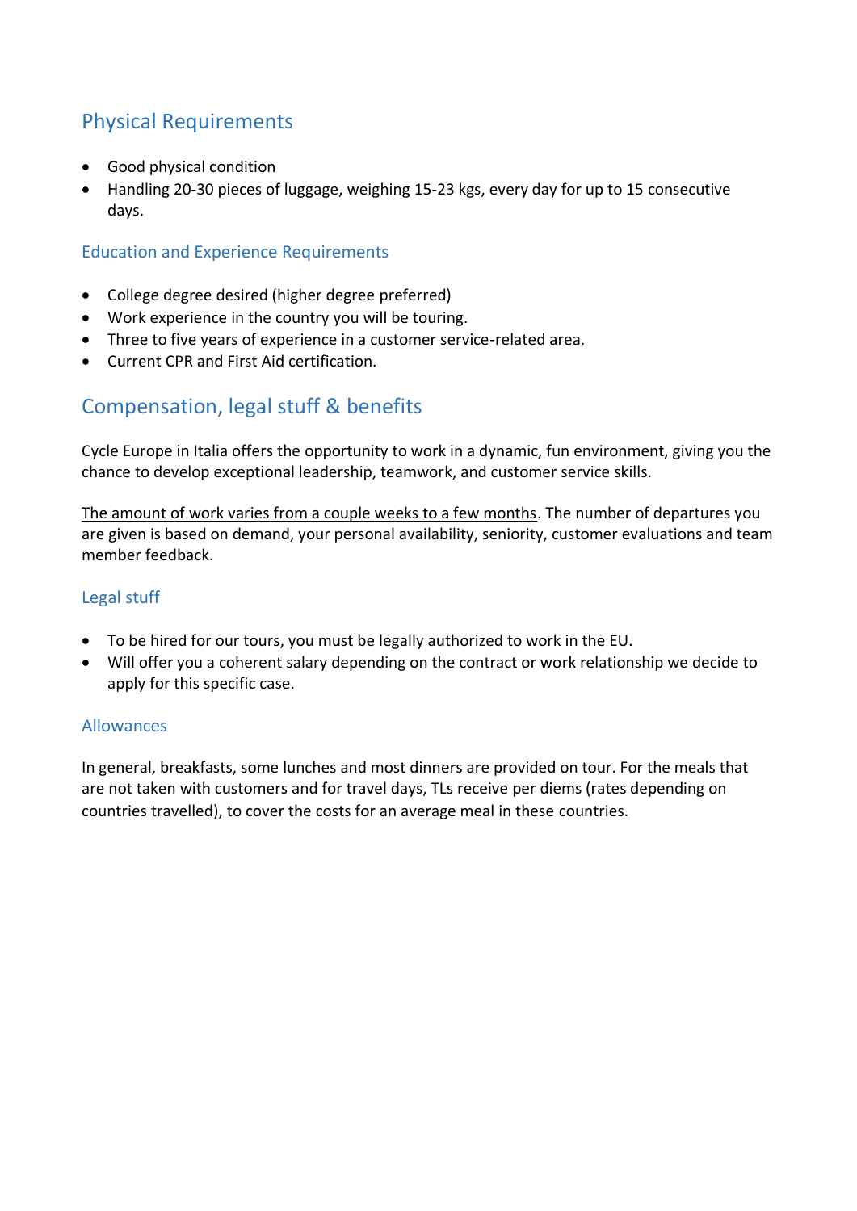## Physical Requirements

- Good physical condition
- Handling 20-30 pieces of luggage, weighing 15-23 kgs, every day for up to 15 consecutive days.

### Education and Experience Requirements

- College degree desired (higher degree preferred)
- Work experience in the country you will be touring.
- Three to five years of experience in a customer service-related area.
- Current CPR and First Aid certification.

## Compensation, legal stuff & benefits

Cycle Europe in Italia offers the opportunity to work in a dynamic, fun environment, giving you the chance to develop exceptional leadership, teamwork, and customer service skills.

<u>The amount of work varies from a couple weeks to a few months</u>. The number of departures you are given is based on demand, your personal availability, seniority, customer evaluations and team member feedback.

### Legal stuff

- To be hired for our tours, you must be legally authorized to work in the EU.
- Will offer you a coherent salary depending on the contract or work relationship we decide to apply for this specific case.

### Allowances

In general, breakfasts, some lunches and most dinners are provided on tour. For the meals that are not taken with customers and for travel days, TLs receive per diems (rates depending on countries travelled), to cover the costs for an average meal in these countries.